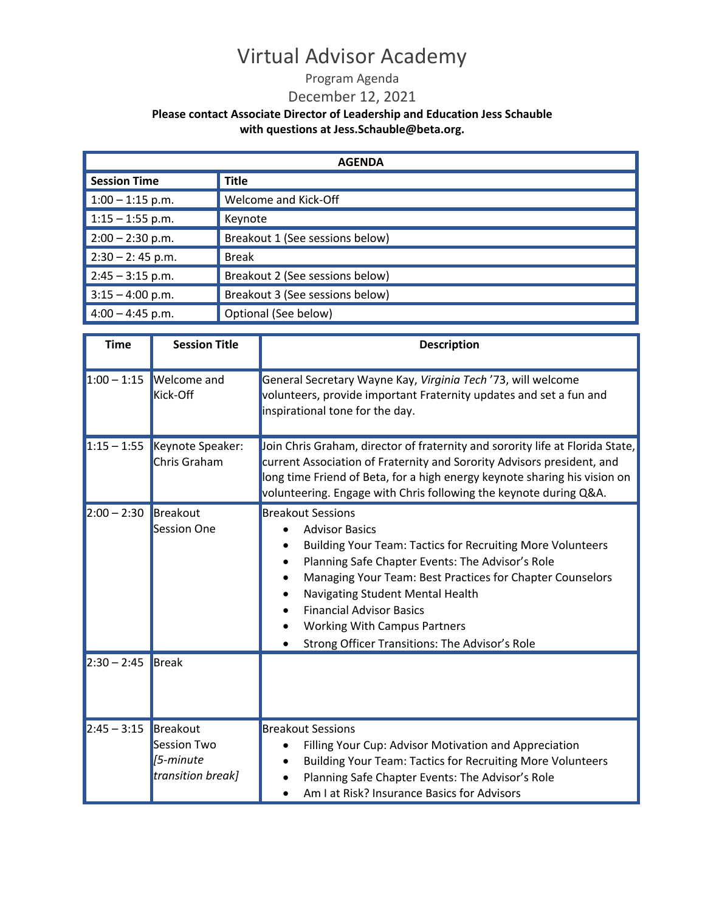# Virtual Advisor Academy

Program Agenda

December 12, 2021

**Please contact Associate Director of Leadership and Education Jess Schauble with questions at Jess.Schauble@beta.org.**

| AGENDA | |
|---|---|
| **Session Time** | **Title** |
| 1:00 – 1:15 p.m. | Welcome and Kick-Off |
| 1:15 – 1:55 p.m. | Keynote |
| 2:00 – 2:30 p.m. | Breakout 1 (See sessions below) |
| 2:30 – 2: 45 p.m. | Break |
| 2:45 – 3:15 p.m. | Breakout 2 (See sessions below) |
| 3:15 – 4:00 p.m. | Breakout 3 (See sessions below) |
| 4:00 – 4:45 p.m. | Optional (See below) |

| Time | Session Title | Description |
|---|---|---|
| 1:00 – 1:15 | Welcome and Kick-Off | General Secretary Wayne Kay, *Virginia Tech* '73, will welcome volunteers, provide important Fraternity updates and set a fun and inspirational tone for the day. |
| 1:15 – 1:55 | Keynote Speaker: Chris Graham | Join Chris Graham, director of fraternity and sorority life at Florida State, current Association of Fraternity and Sorority Advisors president, and long time Friend of Beta, for a high energy keynote sharing his vision on volunteering. Engage with Chris following the keynote during Q&A. |
| 2:00 – 2:30 | Breakout Session One | Breakout Sessions<br>• Advisor Basics<br>• Building Your Team: Tactics for Recruiting More Volunteers<br>• Planning Safe Chapter Events: The Advisor's Role<br>• Managing Your Team: Best Practices for Chapter Counselors<br>• Navigating Student Mental Health<br>• Financial Advisor Basics<br>• Working With Campus Partners<br>• Strong Officer Transitions: The Advisor's Role |
| 2:30 – 2:45 | Break | |
| 2:45 – 3:15 | Breakout Session Two *[5-minute transition break]* | Breakout Sessions<br>• Filling Your Cup: Advisor Motivation and Appreciation<br>• Building Your Team: Tactics for Recruiting More Volunteers<br>• Planning Safe Chapter Events: The Advisor's Role<br>• Am I at Risk? Insurance Basics for Advisors |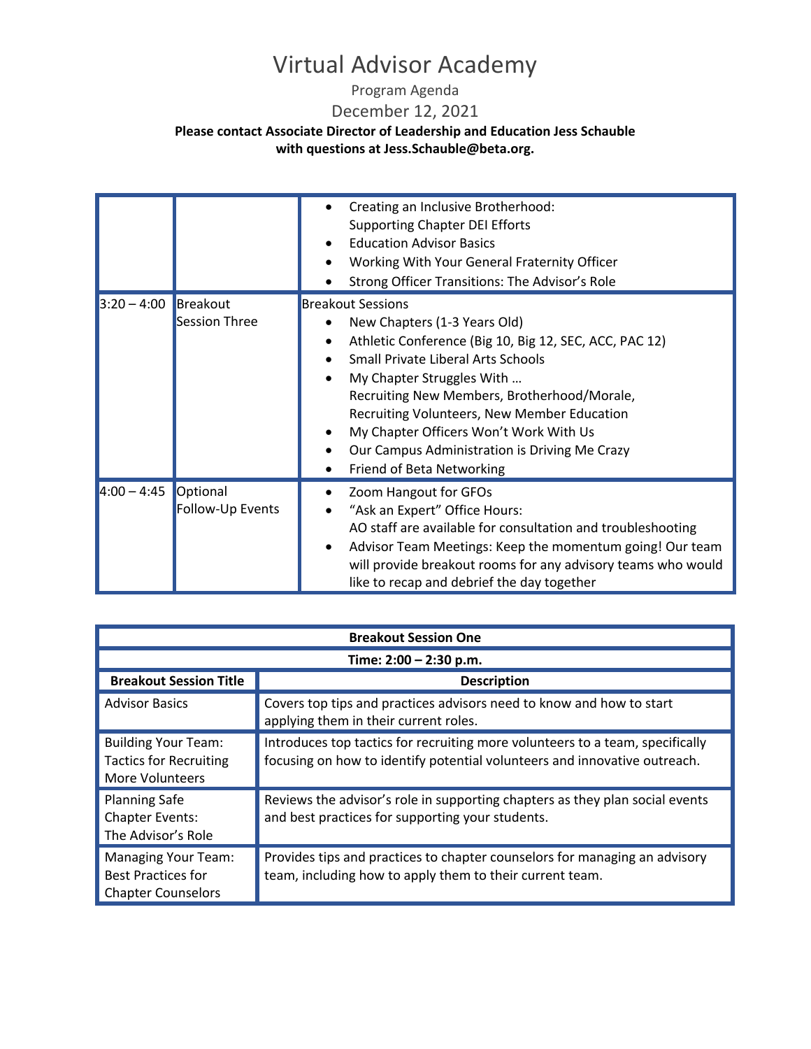# Virtual Advisor Academy

Program Agenda

December 12, 2021

**Please contact Associate Director of Leadership and Education Jess Schauble with questions at Jess.Schauble@beta.org.**

| | | |
|---|---|---|
| | | • Creating an Inclusive Brotherhood: Supporting Chapter DEI Efforts<br>• Education Advisor Basics<br>• Working With Your General Fraternity Officer<br>• Strong Officer Transitions: The Advisor's Role |
| 3:20 – 4:00 | Breakout Session Three | Breakout Sessions<br>• New Chapters (1-3 Years Old)<br>• Athletic Conference (Big 10, Big 12, SEC, ACC, PAC 12)<br>• Small Private Liberal Arts Schools<br>• My Chapter Struggles With … Recruiting New Members, Brotherhood/Morale, Recruiting Volunteers, New Member Education<br>• My Chapter Officers Won't Work With Us<br>• Our Campus Administration is Driving Me Crazy<br>• Friend of Beta Networking |
| 4:00 – 4:45 | Optional Follow-Up Events | • Zoom Hangout for GFOs<br>• "Ask an Expert" Office Hours: AO staff are available for consultation and troubleshooting<br>• Advisor Team Meetings: Keep the momentum going! Our team will provide breakout rooms for any advisory teams who would like to recap and debrief the day together |

| **Breakout Session One** | |
|---|---|
| **Time: 2:00 – 2:30 p.m.** | |
| **Breakout Session Title** | **Description** |
| Advisor Basics | Covers top tips and practices advisors need to know and how to start applying them in their current roles. |
| Building Your Team: Tactics for Recruiting More Volunteers | Introduces top tactics for recruiting more volunteers to a team, specifically focusing on how to identify potential volunteers and innovative outreach. |
| Planning Safe Chapter Events: The Advisor's Role | Reviews the advisor's role in supporting chapters as they plan social events and best practices for supporting your students. |
| Managing Your Team: Best Practices for Chapter Counselors | Provides tips and practices to chapter counselors for managing an advisory team, including how to apply them to their current team. |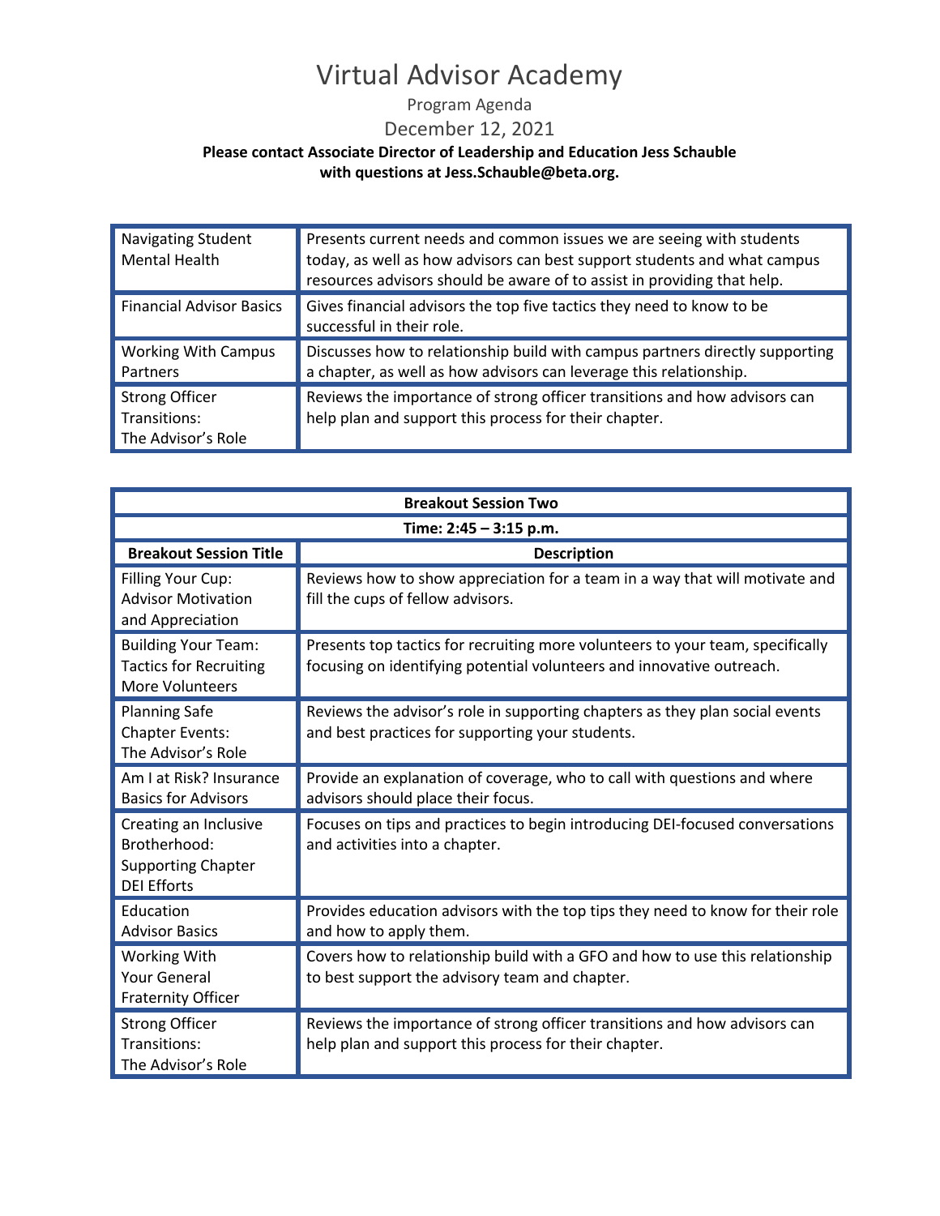# Virtual Advisor Academy

Program Agenda

December 12, 2021

**Please contact Associate Director of Leadership and Education Jess Schauble with questions at Jess.Schauble@beta.org.**

| | |
|---|---|
| Navigating Student Mental Health | Presents current needs and common issues we are seeing with students today, as well as how advisors can best support students and what campus resources advisors should be aware of to assist in providing that help. |
| Financial Advisor Basics | Gives financial advisors the top five tactics they need to know to be successful in their role. |
| Working With Campus Partners | Discusses how to relationship build with campus partners directly supporting a chapter, as well as how advisors can leverage this relationship. |
| Strong Officer Transitions: The Advisor's Role | Reviews the importance of strong officer transitions and how advisors can help plan and support this process for their chapter. |

| **Breakout Session Two** | |
|---|---|
| **Time: 2:45 – 3:15 p.m.** | |
| **Breakout Session Title** | **Description** |
| Filling Your Cup: Advisor Motivation and Appreciation | Reviews how to show appreciation for a team in a way that will motivate and fill the cups of fellow advisors. |
| Building Your Team: Tactics for Recruiting More Volunteers | Presents top tactics for recruiting more volunteers to your team, specifically focusing on identifying potential volunteers and innovative outreach. |
| Planning Safe Chapter Events: The Advisor's Role | Reviews the advisor's role in supporting chapters as they plan social events and best practices for supporting your students. |
| Am I at Risk? Insurance Basics for Advisors | Provide an explanation of coverage, who to call with questions and where advisors should place their focus. |
| Creating an Inclusive Brotherhood: Supporting Chapter DEI Efforts | Focuses on tips and practices to begin introducing DEI-focused conversations and activities into a chapter. |
| Education Advisor Basics | Provides education advisors with the top tips they need to know for their role and how to apply them. |
| Working With Your General Fraternity Officer | Covers how to relationship build with a GFO and how to use this relationship to best support the advisory team and chapter. |
| Strong Officer Transitions: The Advisor's Role | Reviews the importance of strong officer transitions and how advisors can help plan and support this process for their chapter. |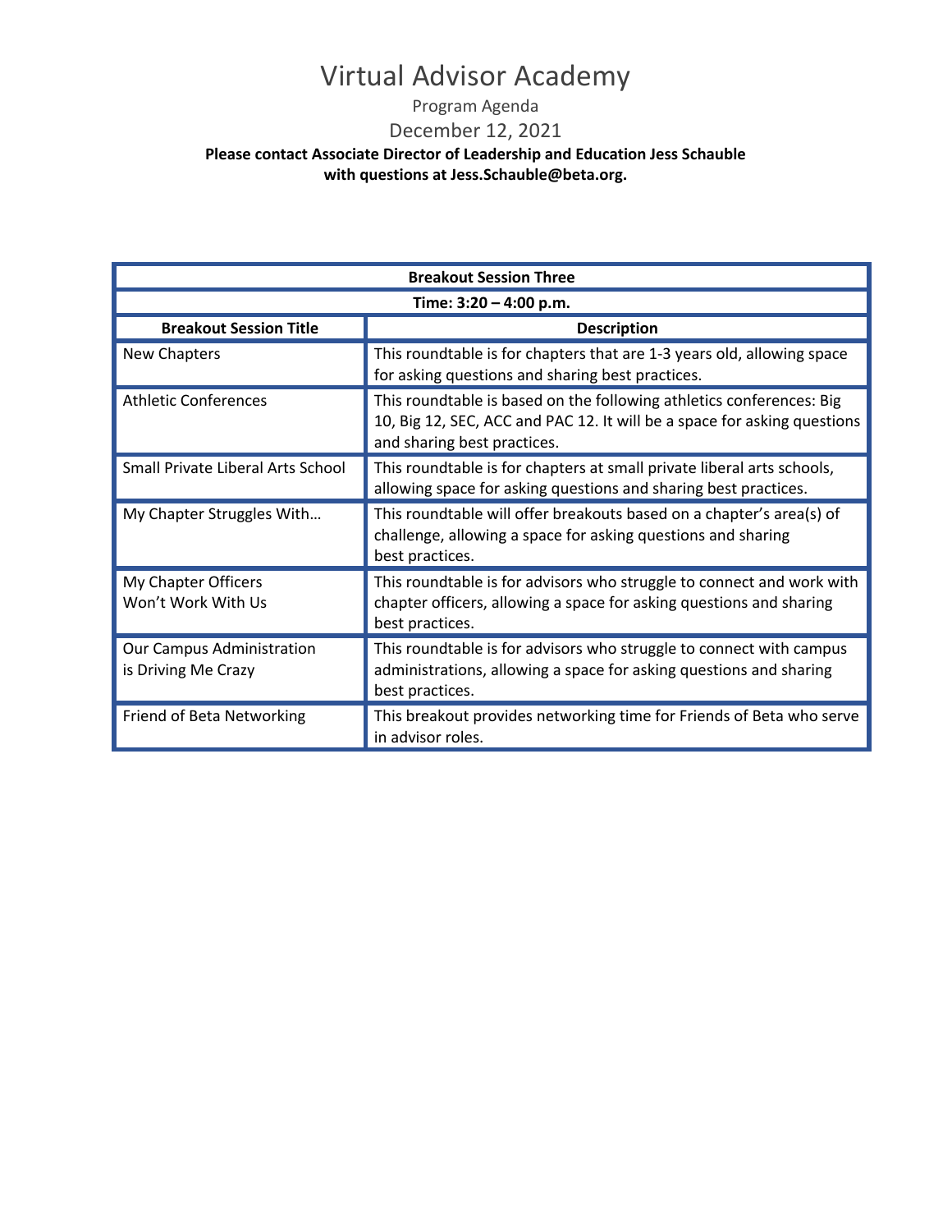# Virtual Advisor Academy

Program Agenda

December 12, 2021

**Please contact Associate Director of Leadership and Education Jess Schauble with questions at Jess.Schauble@beta.org.**

| **Breakout Session Three** | |
|---|---|
| **Time: 3:20 – 4:00 p.m.** | |
| **Breakout Session Title** | **Description** |
| New Chapters | This roundtable is for chapters that are 1-3 years old, allowing space for asking questions and sharing best practices. |
| Athletic Conferences | This roundtable is based on the following athletics conferences: Big 10, Big 12, SEC, ACC and PAC 12. It will be a space for asking questions and sharing best practices. |
| Small Private Liberal Arts School | This roundtable is for chapters at small private liberal arts schools, allowing space for asking questions and sharing best practices. |
| My Chapter Struggles With… | This roundtable will offer breakouts based on a chapter's area(s) of challenge, allowing a space for asking questions and sharing best practices. |
| My Chapter Officers Won't Work With Us | This roundtable is for advisors who struggle to connect and work with chapter officers, allowing a space for asking questions and sharing best practices. |
| Our Campus Administration is Driving Me Crazy | This roundtable is for advisors who struggle to connect with campus administrations, allowing a space for asking questions and sharing best practices. |
| Friend of Beta Networking | This breakout provides networking time for Friends of Beta who serve in advisor roles. |